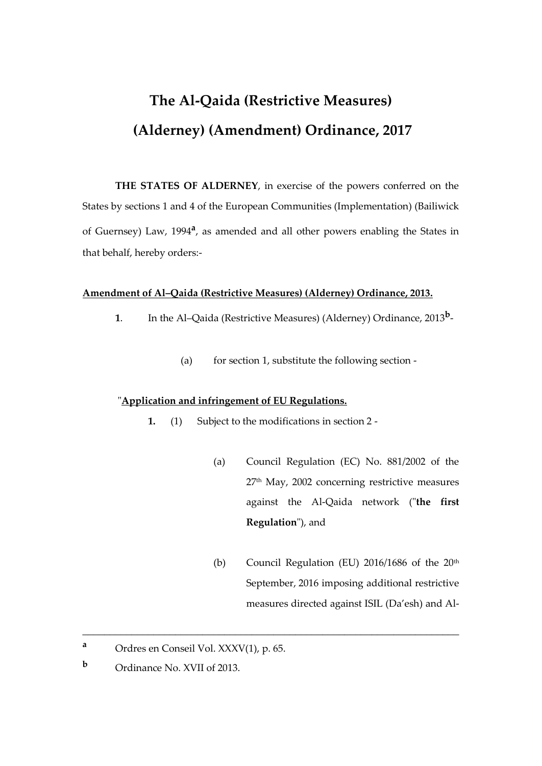# The Al-Qaida (Restrictive Measures) (Alderney) (Amendment) Ordinance, 2017

**THE STATES OF ALDERNEY**, in exercise of the powers conferred on the States by sections 1 and 4 of the European Communities (Implementation) (Bailiwick of Guernsey) Law, 1994[a], as amended and all other powers enabling the States in that behalf, hereby orders:-

**Amendment of Al–Qaida (Restrictive Measures) (Alderney) Ordinance, 2013.**

**1**. In the Al–Qaida (Restrictive Measures) (Alderney) Ordinance, 2013[b]-

(a) for section 1, substitute the following section -

"**Application and infringement of EU Regulations.**

**1.** (1) Subject to the modifications in section 2 -

(a) Council Regulation (EC) No. 881/2002 of the 27th May, 2002 concerning restrictive measures against the Al-Qaida network ("**the first Regulation**"), and

(b) Council Regulation (EU) 2016/1686 of the 20th September, 2016 imposing additional restrictive measures directed against ISIL (Da'esh) and Al-

---

[a] Ordres en Conseil Vol. XXXV(1), p. 65.

[b] Ordinance No. XVII of 2013.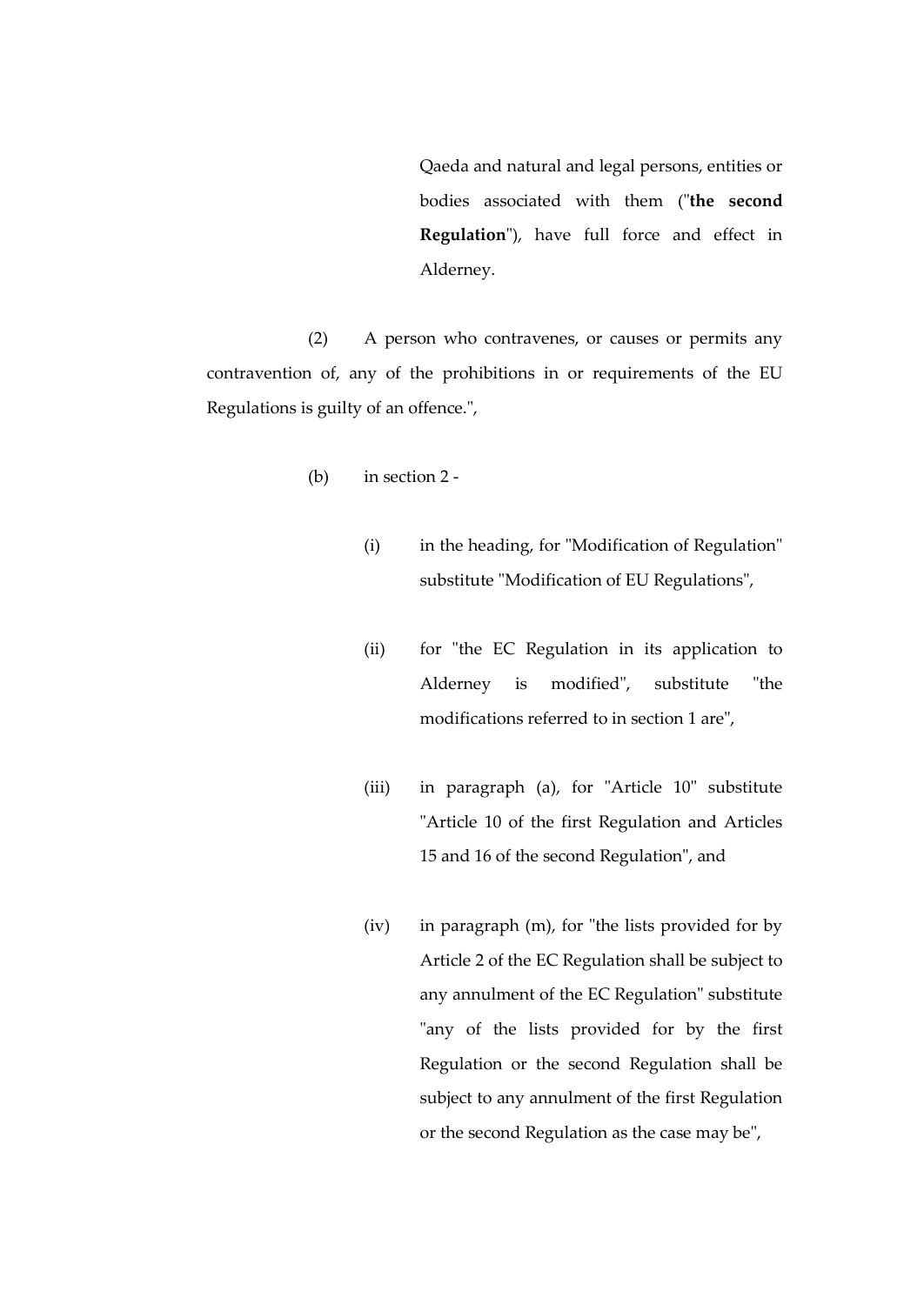Qaeda and natural and legal persons, entities or bodies associated with them ("**the second Regulation**"), have full force and effect in Alderney.

(2) A person who contravenes, or causes or permits any contravention of, any of the prohibitions in or requirements of the EU Regulations is guilty of an offence.",

(b) in section 2 -

(i) in the heading, for "Modification of Regulation" substitute "Modification of EU Regulations",

(ii) for "the EC Regulation in its application to Alderney is modified", substitute "the modifications referred to in section 1 are",

(iii) in paragraph (a), for "Article 10" substitute "Article 10 of the first Regulation and Articles 15 and 16 of the second Regulation", and

(iv) in paragraph (m), for "the lists provided for by Article 2 of the EC Regulation shall be subject to any annulment of the EC Regulation" substitute "any of the lists provided for by the first Regulation or the second Regulation shall be subject to any annulment of the first Regulation or the second Regulation as the case may be",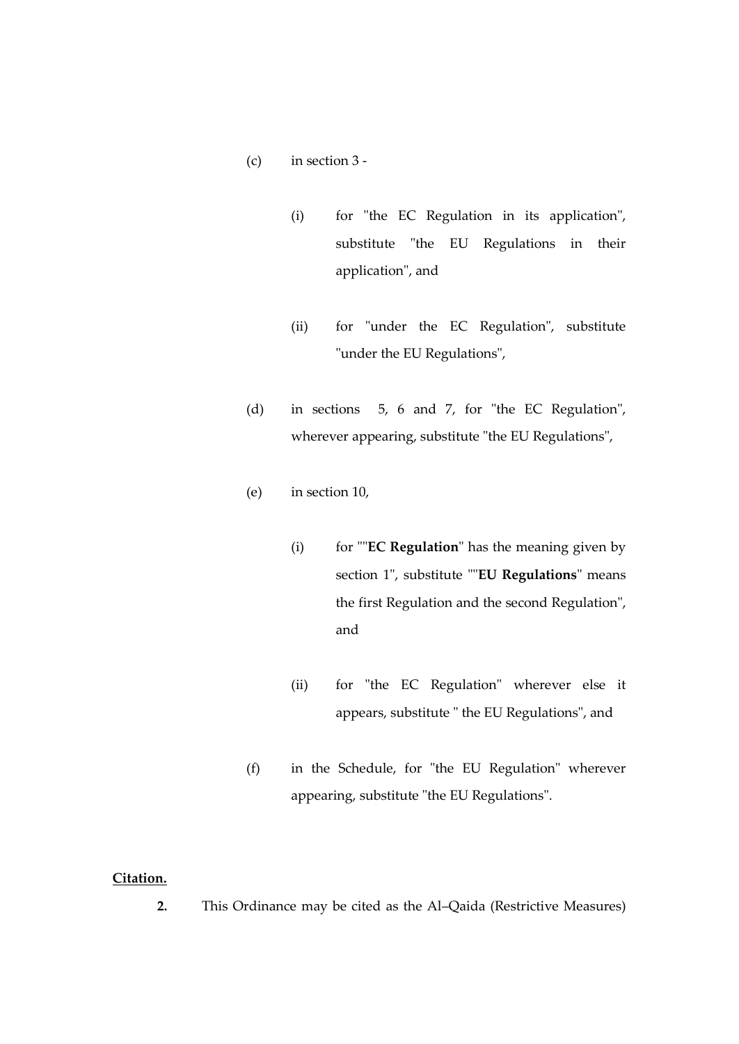(c) in section 3 -

   (i) for "the EC Regulation in its application", substitute "the EU Regulations in their application", and

   (ii) for "under the EC Regulation", substitute "under the EU Regulations",

(d) in sections 5, 6 and 7, for "the EC Regulation", wherever appearing, substitute "the EU Regulations",

(e) in section 10,

   (i) for ""**EC Regulation**" has the meaning given by section 1", substitute ""**EU Regulations**" means the first Regulation and the second Regulation", and

   (ii) for "the EC Regulation" wherever else it appears, substitute " the EU Regulations", and

(f) in the Schedule, for "the EU Regulation" wherever appearing, substitute "the EU Regulations".

**Citation.**

**2.** This Ordinance may be cited as the Al–Qaida (Restrictive Measures)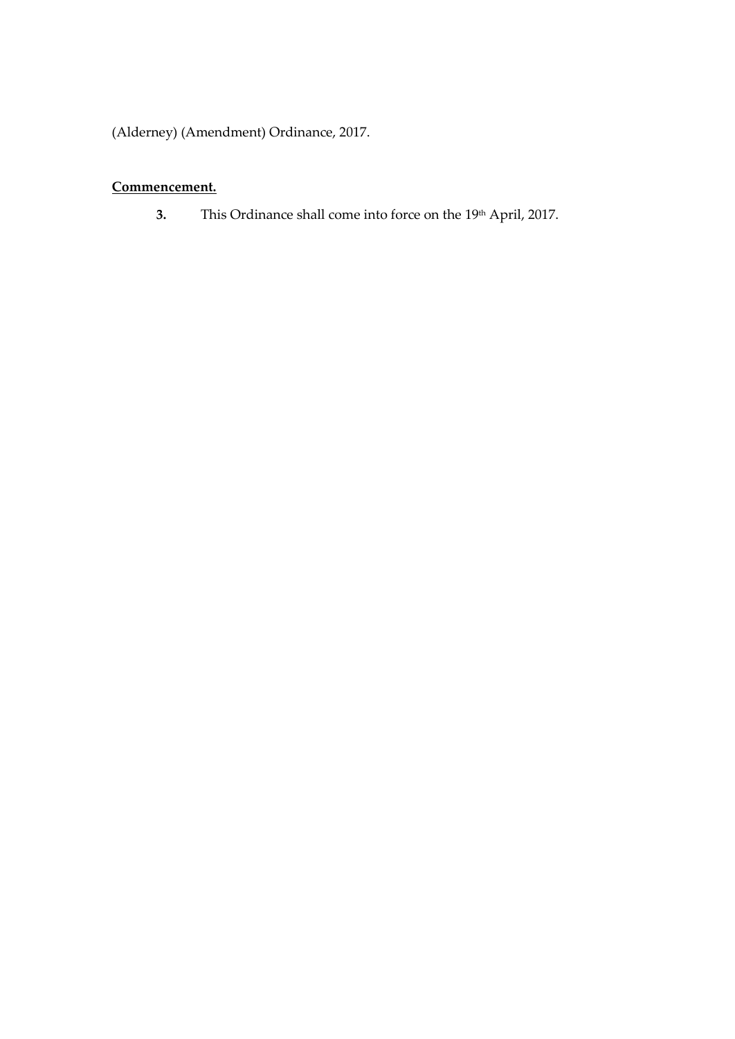(Alderney) (Amendment) Ordinance, 2017.

**Commencement.**

**3.** This Ordinance shall come into force on the 19th April, 2017.